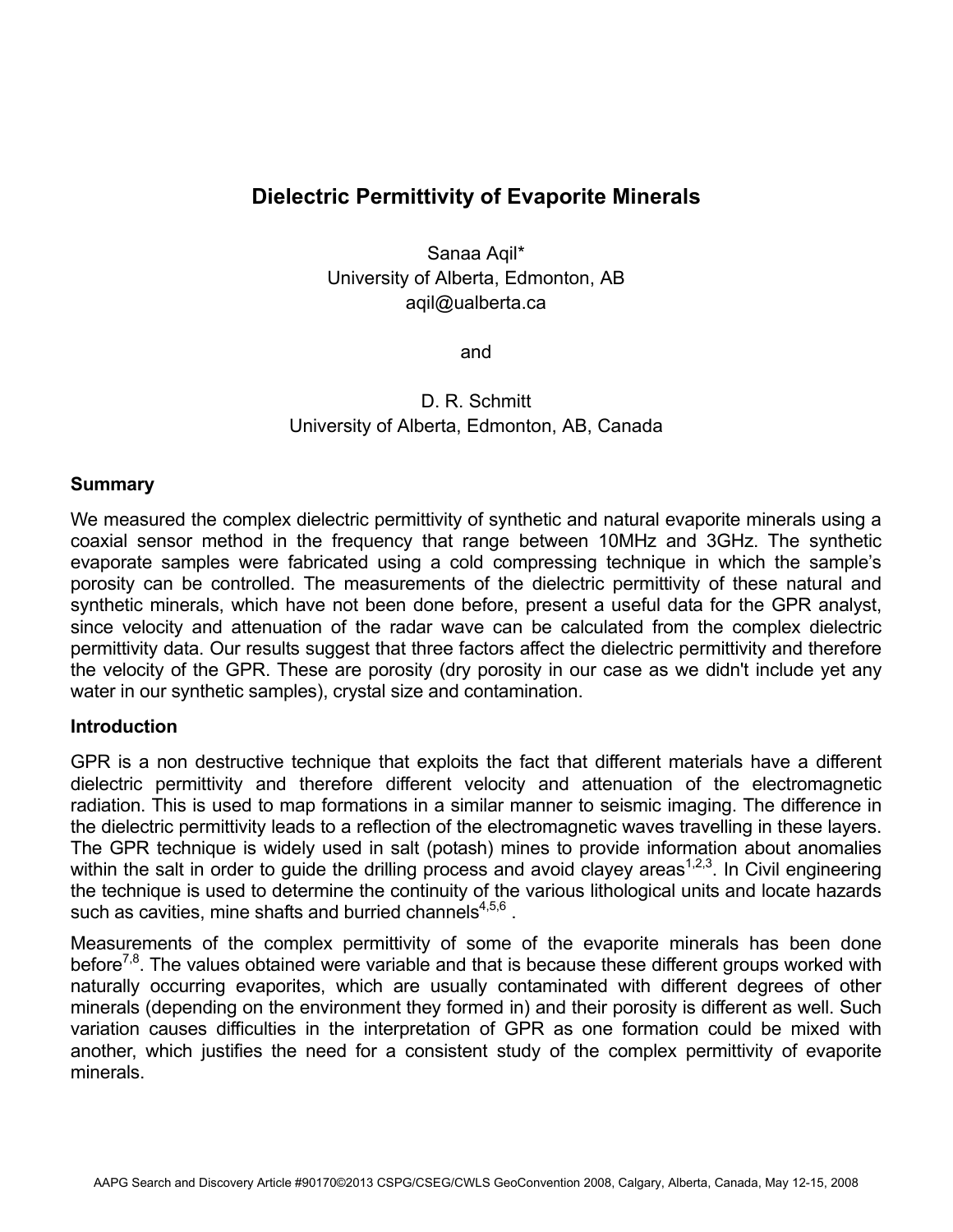# Dielectric Permittivity of Evaporite Minerals

Sanaa Aqil*
University of Alberta, Edmonton, AB
aqil@ualberta.ca

and

D. R. Schmitt
University of Alberta, Edmonton, AB, Canada

## Summary

We measured the complex dielectric permittivity of synthetic and natural evaporite minerals using a coaxial sensor method in the frequency that range between 10MHz and 3GHz. The synthetic evaporate samples were fabricated using a cold compressing technique in which the sample's porosity can be controlled. The measurements of the dielectric permittivity of these natural and synthetic minerals, which have not been done before, present a useful data for the GPR analyst, since velocity and attenuation of the radar wave can be calculated from the complex dielectric permittivity data. Our results suggest that three factors affect the dielectric permittivity and therefore the velocity of the GPR. These are porosity (dry porosity in our case as we didn't include yet any water in our synthetic samples), crystal size and contamination.

## Introduction

GPR is a non destructive technique that exploits the fact that different materials have a different dielectric permittivity and therefore different velocity and attenuation of the electromagnetic radiation. This is used to map formations in a similar manner to seismic imaging. The difference in the dielectric permittivity leads to a reflection of the electromagnetic waves travelling in these layers. The GPR technique is widely used in salt (potash) mines to provide information about anomalies within the salt in order to guide the drilling process and avoid clayey areas[1,2,3]. In Civil engineering the technique is used to determine the continuity of the various lithological units and locate hazards such as cavities, mine shafts and burried channels[4,5,6] .

Measurements of the complex permittivity of some of the evaporite minerals has been done before[7,8]. The values obtained were variable and that is because these different groups worked with naturally occurring evaporites, which are usually contaminated with different degrees of other minerals (depending on the environment they formed in) and their porosity is different as well. Such variation causes difficulties in the interpretation of GPR as one formation could be mixed with another, which justifies the need for a consistent study of the complex permittivity of evaporite minerals.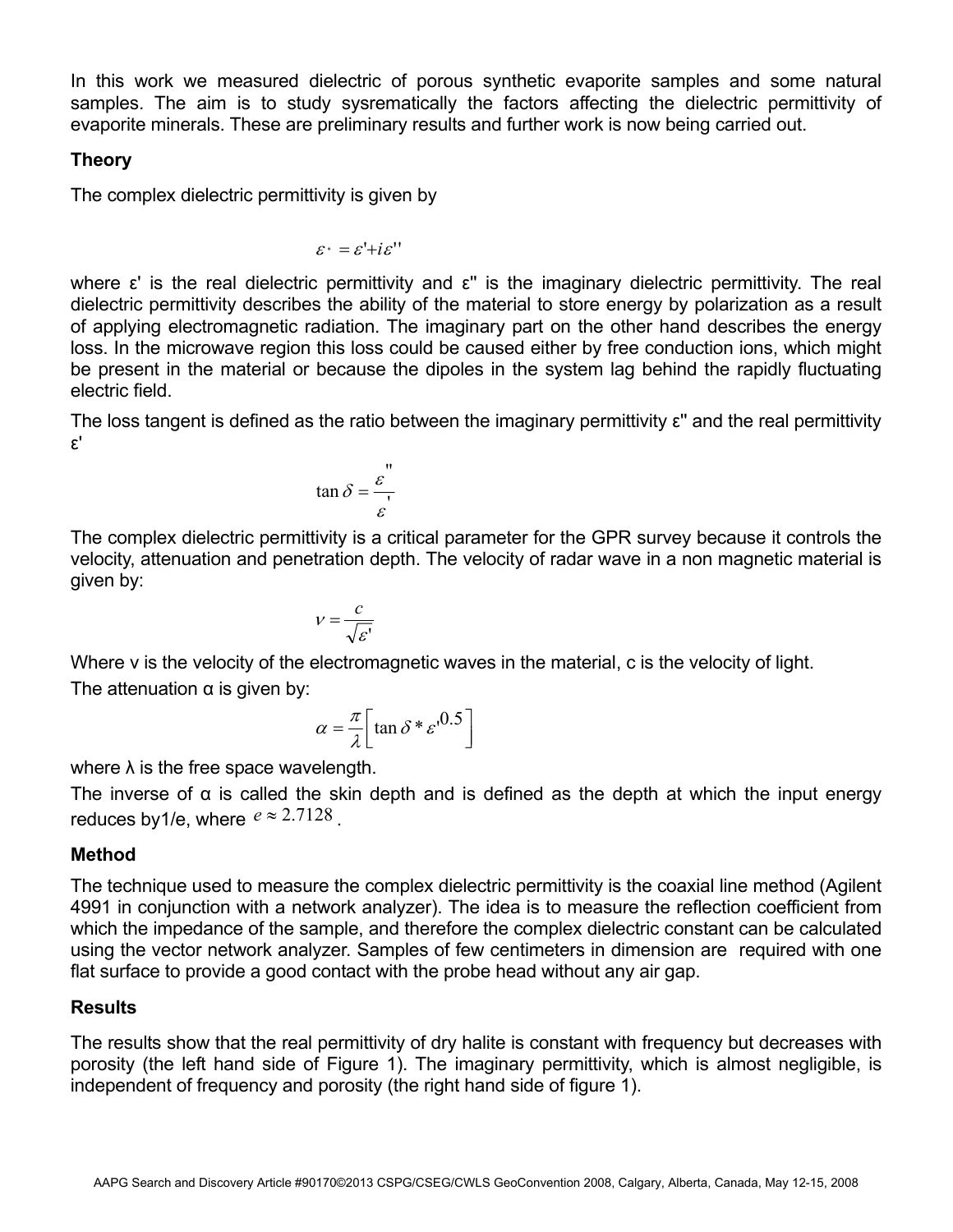In this work we measured dielectric of porous synthetic evaporite samples and some natural samples. The aim is to study sysrematically the factors affecting the dielectric permittivity of evaporite minerals. These are preliminary results and further work is now being carried out.

## Theory

The complex dielectric permittivity is given by

$$\varepsilon^{*} = \varepsilon' + i\varepsilon''$$

where ε' is the real dielectric permittivity and ε'' is the imaginary dielectric permittivity. The real dielectric permittivity describes the ability of the material to store energy by polarization as a result of applying electromagnetic radiation. The imaginary part on the other hand describes the energy loss. In the microwave region this loss could be caused either by free conduction ions, which might be present in the material or because the dipoles in the system lag behind the rapidly fluctuating electric field.

The loss tangent is defined as the ratio between the imaginary permittivity ε'' and the real permittivity ε'

$$\tan\delta = \frac{\varepsilon''}{\varepsilon'}$$

The complex dielectric permittivity is a critical parameter for the GPR survey because it controls the velocity, attenuation and penetration depth. The velocity of radar wave in a non magnetic material is given by:

$$v = \frac{c}{\sqrt{\varepsilon'}}$$

Where v is the velocity of the electromagnetic waves in the material, c is the velocity of light.

The attenuation α is given by:

$$\alpha = \frac{\pi}{\lambda}\left[\tan\delta * \varepsilon'^{0.5}\right]$$

where λ is the free space wavelength.

The inverse of α is called the skin depth and is defined as the depth at which the input energy reduces by1/e, where $e \approx 2.7128$.

## Method

The technique used to measure the complex dielectric permittivity is the coaxial line method (Agilent 4991 in conjunction with a network analyzer). The idea is to measure the reflection coefficient from which the impedance of the sample, and therefore the complex dielectric constant can be calculated using the vector network analyzer. Samples of few centimeters in dimension are required with one flat surface to provide a good contact with the probe head without any air gap.

## Results

The results show that the real permittivity of dry halite is constant with frequency but decreases with porosity (the left hand side of Figure 1). The imaginary permittivity, which is almost negligible, is independent of frequency and porosity (the right hand side of figure 1).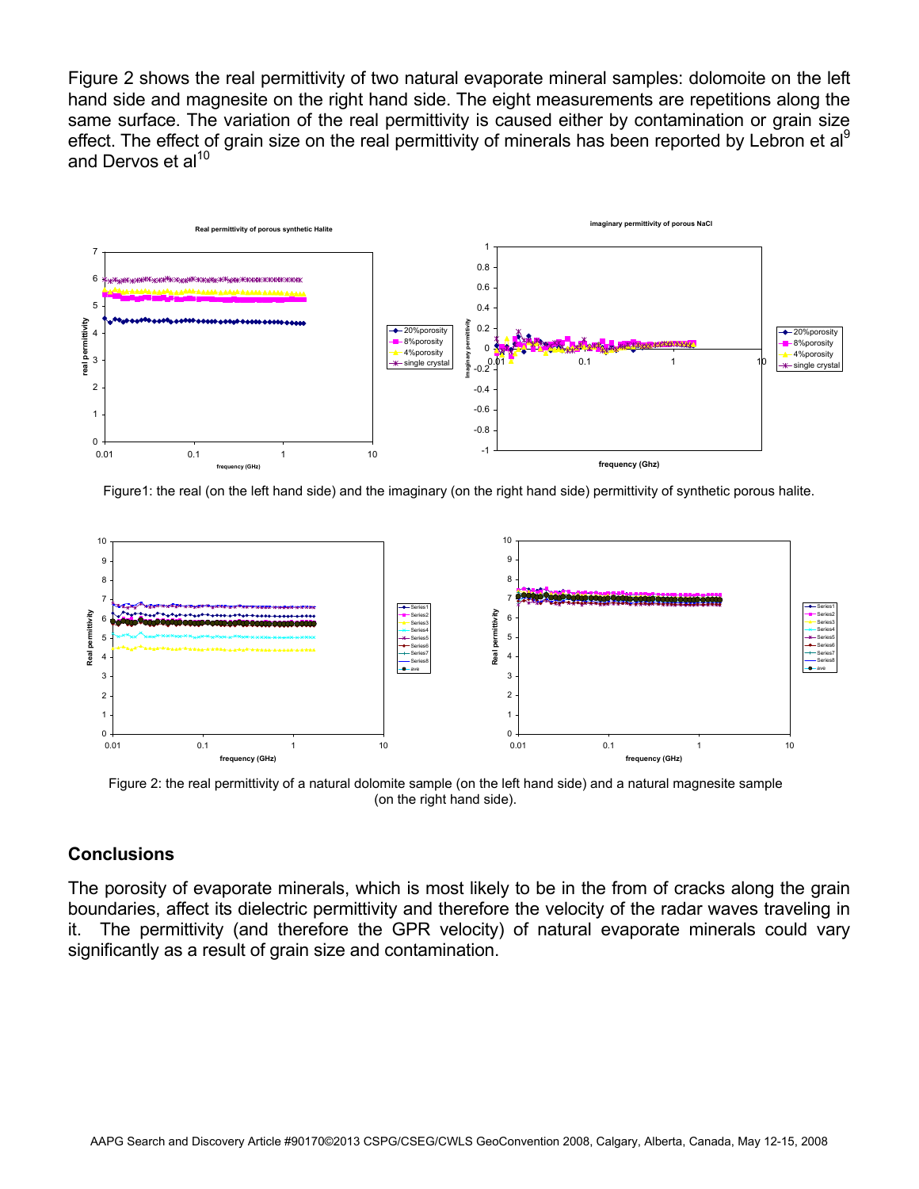Figure 2 shows the real permittivity of two natural evaporate mineral samples: dolomite on the left hand side and magnesite on the right hand side. The eight measurements are repetitions along the same surface. The variation of the real permittivity is caused either by contamination or grain size effect. The effect of grain size on the real permittivity of minerals has been reported by Lebron et al[9] and Dervos et al[10]

Figure1: the real (on the left hand side) and the imaginary (on the right hand side) permittivity of synthetic porous halite.

Figure 2: the real permittivity of a natural dolomite sample (on the left hand side) and a natural magnesite sample (on the right hand side).

## Conclusions

The porosity of evaporate minerals, which is most likely to be in the from of cracks along the grain boundaries, affect its dielectric permittivity and therefore the velocity of the radar waves traveling in it. The permittivity (and therefore the GPR velocity) of natural evaporate minerals could vary significantly as a result of grain size and contamination.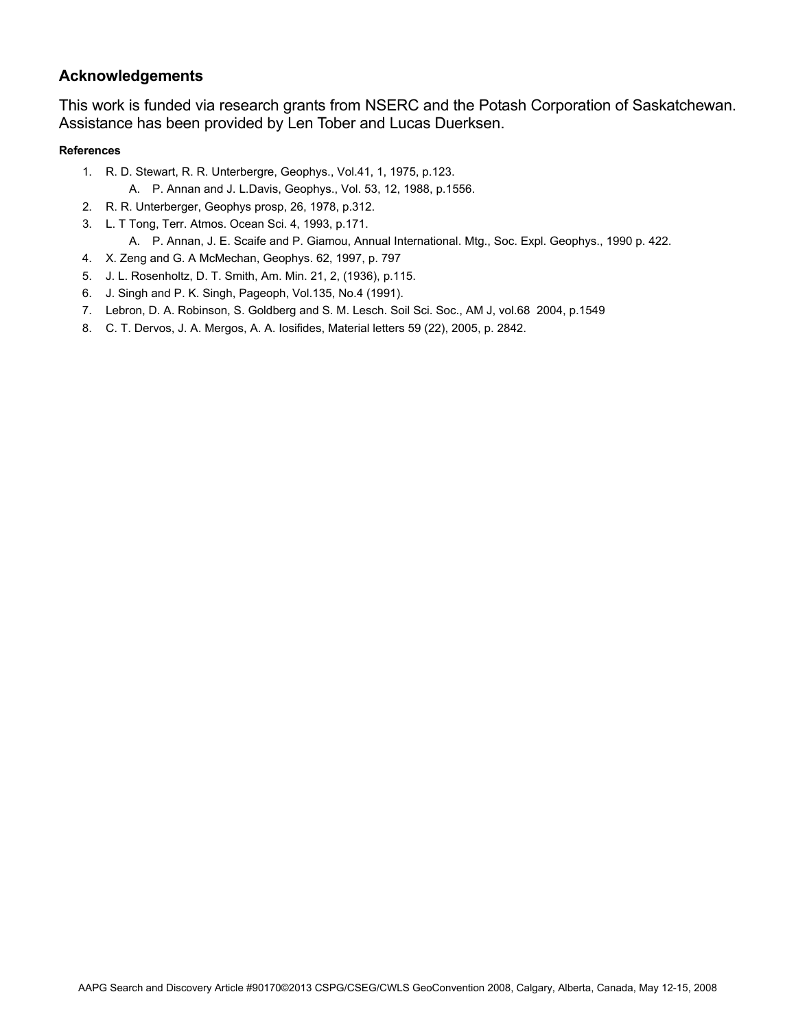## Acknowledgements

This work is funded via research grants from NSERC and the Potash Corporation of Saskatchewan. Assistance has been provided by Len Tober and Lucas Duerksen.

**References**

1. R. D. Stewart, R. R. Unterbergre, Geophys., Vol.41, 1, 1975, p.123.
   A. P. Annan and J. L.Davis, Geophys., Vol. 53, 12, 1988, p.1556.
2. R. R. Unterberger, Geophys prosp, 26, 1978, p.312.
3. L. T Tong, Terr. Atmos. Ocean Sci. 4, 1993, p.171.
   A. P. Annan, J. E. Scaife and P. Giamou, Annual International. Mtg., Soc. Expl. Geophys., 1990 p. 422.
4. X. Zeng and G. A McMechan, Geophys. 62, 1997, p. 797
5. J. L. Rosenholtz, D. T. Smith, Am. Min. 21, 2, (1936), p.115.
6. J. Singh and P. K. Singh, Pageoph, Vol.135, No.4 (1991).
7. Lebron, D. A. Robinson, S. Goldberg and S. M. Lesch. Soil Sci. Soc., AM J, vol.68 2004, p.1549
8. C. T. Dervos, J. A. Mergos, A. A. Iosifides, Material letters 59 (22), 2005, p. 2842.